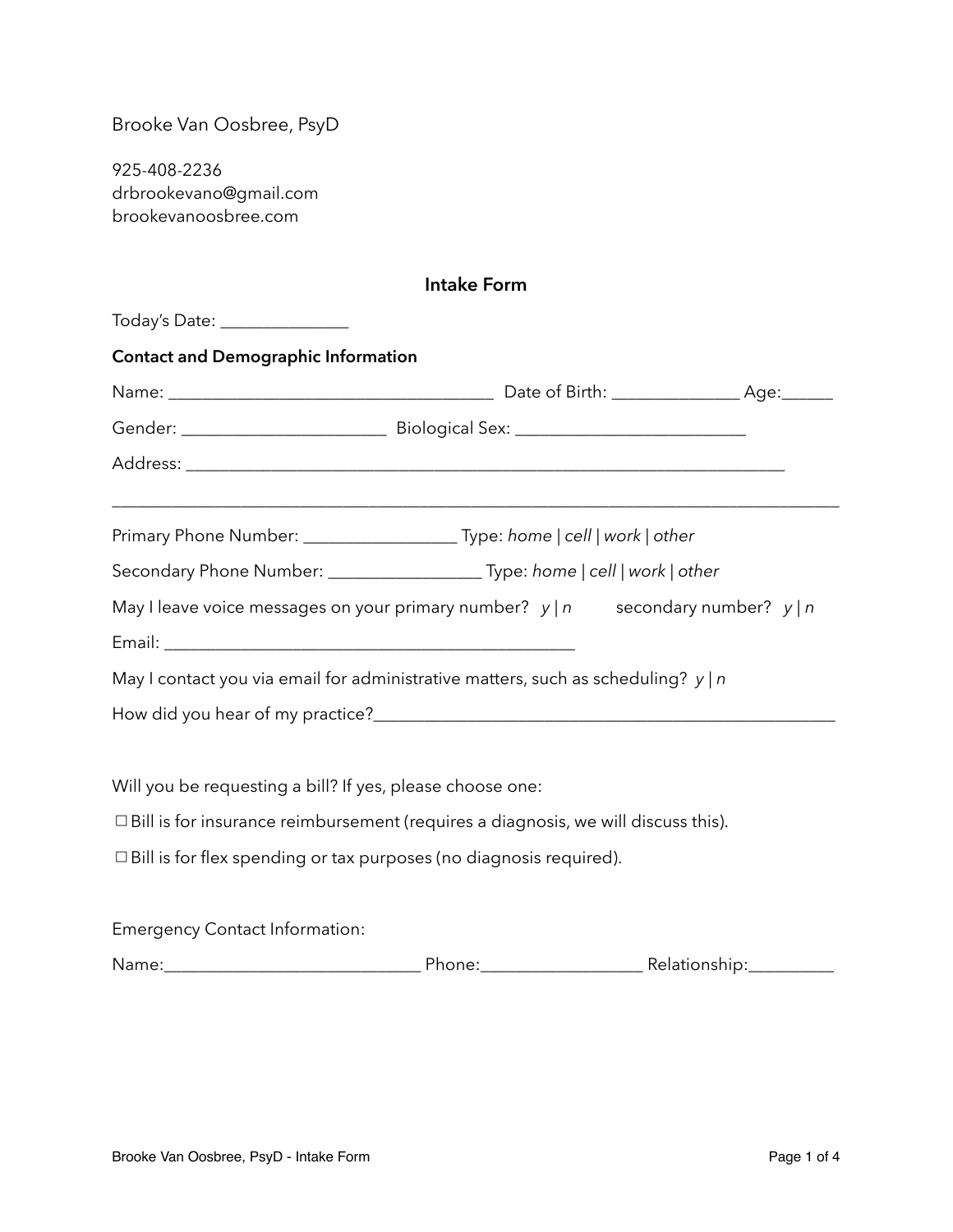Brooke Van Oosbree, PsyD

925-408-2236
drbrookevano@gmail.com
brookevanoosbree.com

## Intake Form

Today's Date: _______________

**Contact and Demographic Information**

Name: ______________________________________ Date of Birth: _______________ Age:______

Gender: ________________________ Biological Sex: ___________________________

Address: _______________________________________________________________________

_____________________________________________________________________________________

Primary Phone Number: __________________ Type: *home | cell | work | other*

Secondary Phone Number: __________________ Type: *home | cell | work | other*

May I leave voice messages on your primary number? *y | n* secondary number? *y | n*

Email: ________________________________________________

May I contact you via email for administrative matters, such as scheduling? *y | n*

How did you hear of my practice?______________________________________________________

Will you be requesting a bill? If yes, please choose one:

☐ Bill is for insurance reimbursement (requires a diagnosis, we will discuss this).

☐ Bill is for flex spending or tax purposes (no diagnosis required).

Emergency Contact Information:

Name:______________________________ Phone:___________________ Relationship:__________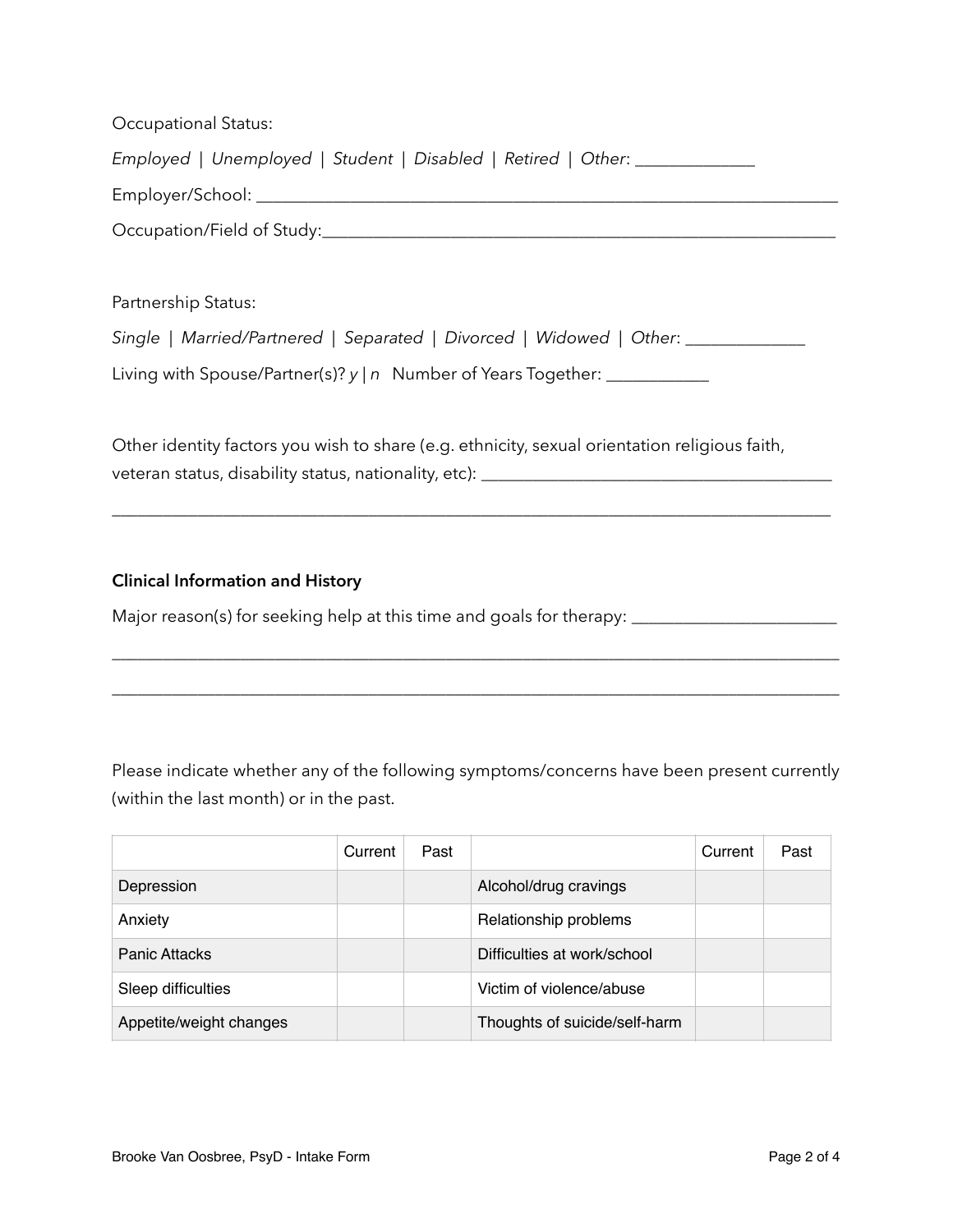Occupational Status:

*Employed | Unemployed | Student | Disabled | Retired | Other*: _____________

Employer/School: ___________________________________________________________________

Occupation/Field of Study:___________________________________________________________

Partnership Status:

*Single | Married/Partnered | Separated | Divorced | Widowed | Other*: _____________

Living with Spouse/Partner(s)? *y | n*   Number of Years Together: ___________

Other identity factors you wish to share (e.g. ethnicity, sexual orientation religious faith, veteran status, disability status, nationality, etc): ________________________________________

_________________________________________________________________________________

**Clinical Information and History**

Major reason(s) for seeking help at this time and goals for therapy: _______________________

_________________________________________________________________________________

_________________________________________________________________________________

Please indicate whether any of the following symptoms/concerns have been present currently (within the last month) or in the past.

| | Current | Past | | Current | Past |
|---|---|---|---|---|---|
| Depression | | | Alcohol/drug cravings | | |
| Anxiety | | | Relationship problems | | |
| Panic Attacks | | | Difficulties at work/school | | |
| Sleep difficulties | | | Victim of violence/abuse | | |
| Appetite/weight changes | | | Thoughts of suicide/self-harm | | |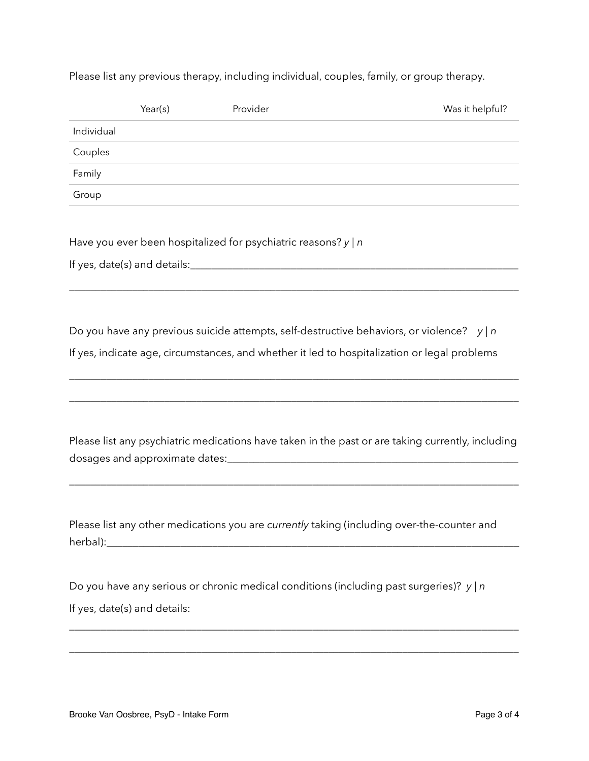Please list any previous therapy, including individual, couples, family, or group therapy.

| | Year(s) | Provider | Was it helpful? |
|---|---|---|---|
| Individual | | | |
| Couples | | | |
| Family | | | |
| Group | | | |

Have you ever been hospitalized for psychiatric reasons? *y | n*

If yes, date(s) and details:_______________________________________________________________

_____________________________________________________________________________

Do you have any previous suicide attempts, self-destructive behaviors, or violence? *y | n*

If yes, indicate age, circumstances, and whether it led to hospitalization or legal problems

_____________________________________________________________________________

_____________________________________________________________________________

Please list any psychiatric medications have taken in the past or are taking currently, including dosages and approximate dates:_______________________________________________________

_____________________________________________________________________________

Please list any other medications you are *currently* taking (including over-the-counter and herbal):__________________________________________________________________________

Do you have any serious or chronic medical conditions (including past surgeries)? *y | n*

If yes, date(s) and details:

_____________________________________________________________________________

_____________________________________________________________________________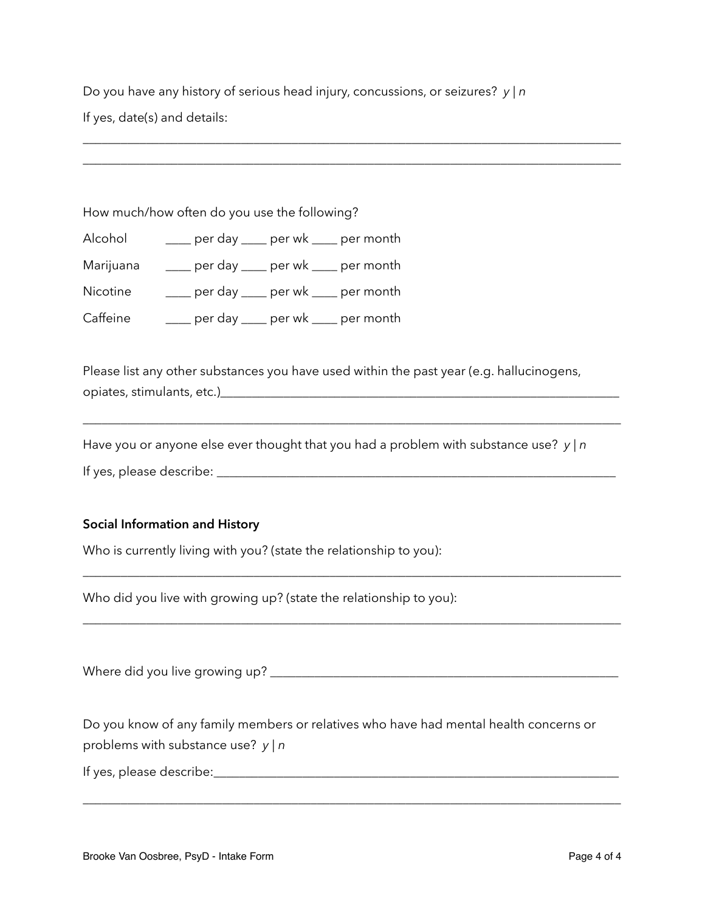Do you have any history of serious head injury, concussions, or seizures? *y* | *n*

If yes, date(s) and details:

______________________________________________________________________________________

______________________________________________________________________________________

How much/how often do you use the following?

Alcohol ____ per day ____ per wk ____ per month

Marijuana ____ per day ____ per wk ____ per month

Nicotine ____ per day ____ per wk ____ per month

Caffeine ____ per day ____ per wk ____ per month

Please list any other substances you have used within the past year (e.g. hallucinogens, opiates, stimulants, etc.)_________________________________________________________________

______________________________________________________________________________________

Have you or anyone else ever thought that you had a problem with substance use? *y* | *n*

If yes, please describe: ______________________________________________________________

**Social Information and History**

Who is currently living with you? (state the relationship to you):

______________________________________________________________________________________

Who did you live with growing up? (state the relationship to you):

______________________________________________________________________________________

Where did you live growing up? ______________________________________________________

Do you know of any family members or relatives who have had mental health concerns or problems with substance use? *y* | *n*

If yes, please describe:_______________________________________________________________

______________________________________________________________________________________